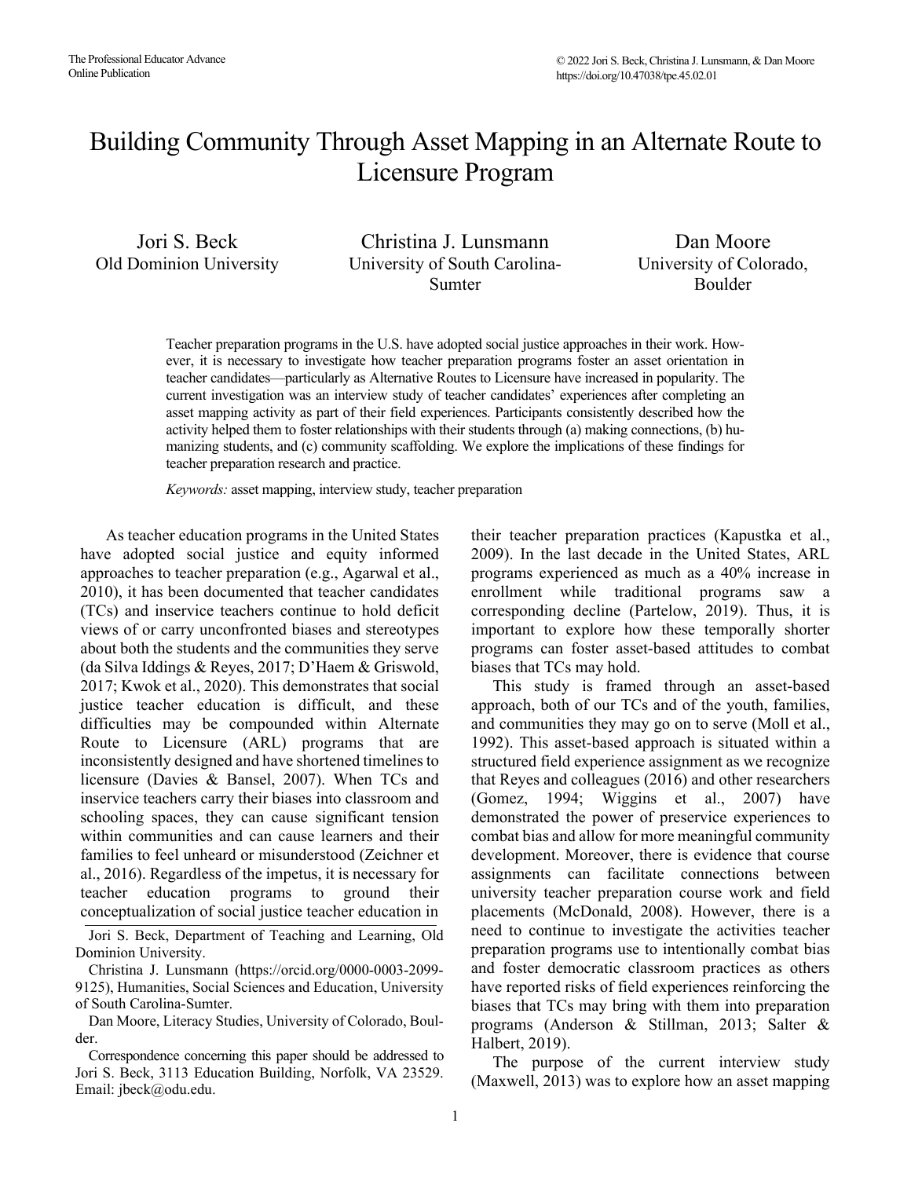# Building Community Through Asset Mapping in an Alternate Route to Licensure Program

Jori S. Beck
Old Dominion University

Christina J. Lunsmann
University of South Carolina-Sumter

Dan Moore
University of Colorado, Boulder

Teacher preparation programs in the U.S. have adopted social justice approaches in their work. However, it is necessary to investigate how teacher preparation programs foster an asset orientation in teacher candidates—particularly as Alternative Routes to Licensure have increased in popularity. The current investigation was an interview study of teacher candidates' experiences after completing an asset mapping activity as part of their field experiences. Participants consistently described how the activity helped them to foster relationships with their students through (a) making connections, (b) humanizing students, and (c) community scaffolding. We explore the implications of these findings for teacher preparation research and practice.

*Keywords:* asset mapping, interview study, teacher preparation

As teacher education programs in the United States have adopted social justice and equity informed approaches to teacher preparation (e.g., Agarwal et al., 2010), it has been documented that teacher candidates (TCs) and inservice teachers continue to hold deficit views of or carry unconfronted biases and stereotypes about both the students and the communities they serve (da Silva Iddings & Reyes, 2017; D'Haem & Griswold, 2017; Kwok et al., 2020). This demonstrates that social justice teacher education is difficult, and these difficulties may be compounded within Alternate Route to Licensure (ARL) programs that are inconsistently designed and have shortened timelines to licensure (Davies & Bansel, 2007). When TCs and inservice teachers carry their biases into classroom and schooling spaces, they can cause significant tension within communities and can cause learners and their families to feel unheard or misunderstood (Zeichner et al., 2016). Regardless of the impetus, it is necessary for teacher education programs to ground their conceptualization of social justice teacher education in their teacher preparation practices (Kapustka et al., 2009). In the last decade in the United States, ARL programs experienced as much as a 40% increase in enrollment while traditional programs saw a corresponding decline (Partelow, 2019). Thus, it is important to explore how these temporally shorter programs can foster asset-based attitudes to combat biases that TCs may hold.

This study is framed through an asset-based approach, both of our TCs and of the youth, families, and communities they may go on to serve (Moll et al., 1992). This asset-based approach is situated within a structured field experience assignment as we recognize that Reyes and colleagues (2016) and other researchers (Gomez, 1994; Wiggins et al., 2007) have demonstrated the power of preservice experiences to combat bias and allow for more meaningful community development. Moreover, there is evidence that course assignments can facilitate connections between university teacher preparation course work and field placements (McDonald, 2008). However, there is a need to continue to investigate the activities teacher preparation programs use to intentionally combat bias and foster democratic classroom practices as others have reported risks of field experiences reinforcing the biases that TCs may bring with them into preparation programs (Anderson & Stillman, 2013; Salter & Halbert, 2019).

The purpose of the current interview study (Maxwell, 2013) was to explore how an asset mapping

Jori S. Beck, Department of Teaching and Learning, Old Dominion University.

Christina J. Lunsmann (https://orcid.org/0000-0003-2099-9125), Humanities, Social Sciences and Education, University of South Carolina-Sumter.

Dan Moore, Literacy Studies, University of Colorado, Boulder.

Correspondence concerning this paper should be addressed to Jori S. Beck, 3113 Education Building, Norfolk, VA 23529. Email: jbeck@odu.edu.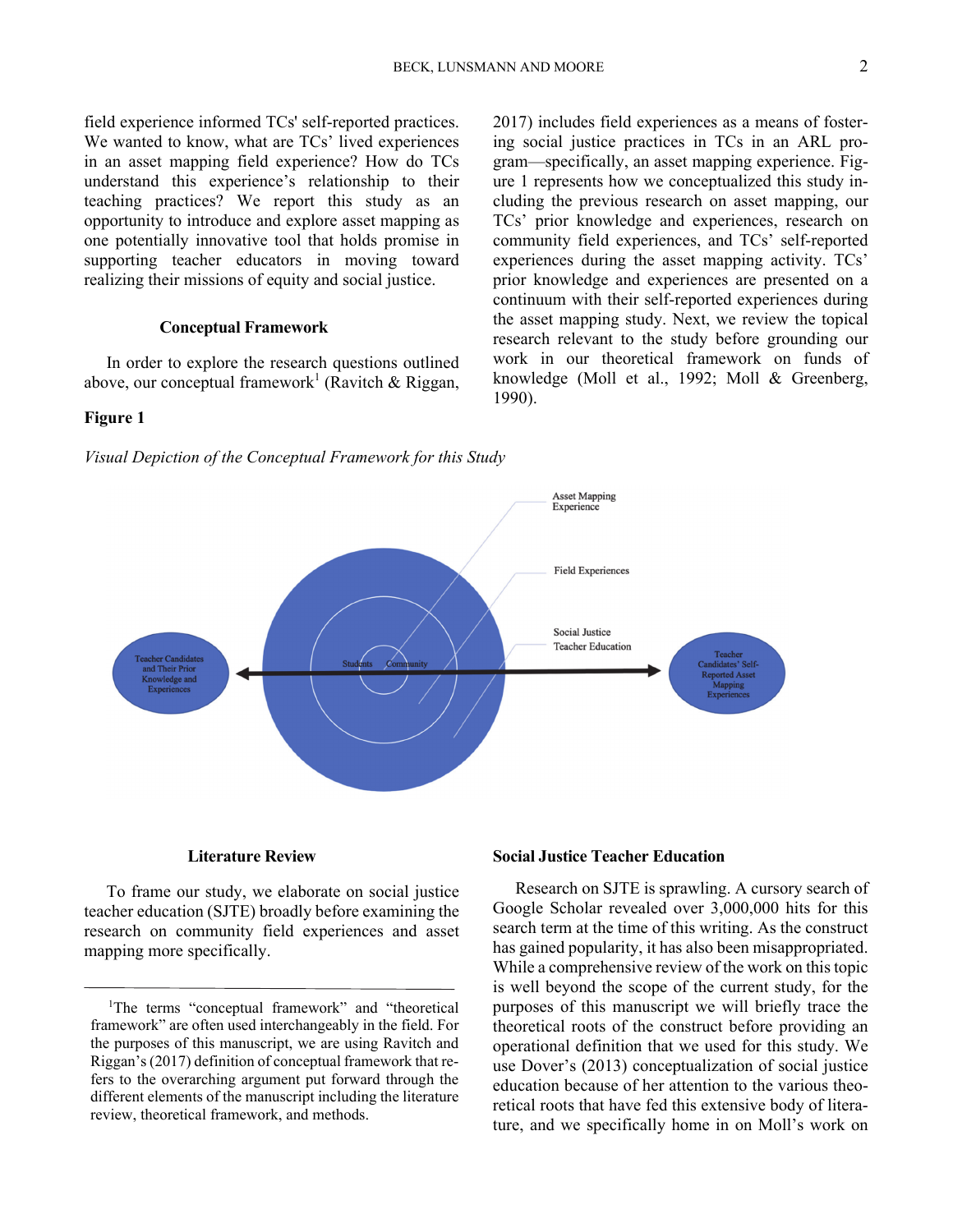field experience informed TCs' self-reported practices. We wanted to know, what are TCs' lived experiences in an asset mapping field experience? How do TCs understand this experience's relationship to their teaching practices? We report this study as an opportunity to introduce and explore asset mapping as one potentially innovative tool that holds promise in supporting teacher educators in moving toward realizing their missions of equity and social justice.

## Conceptual Framework

In order to explore the research questions outlined above, our conceptual framework[1] (Ravitch & Riggan, 2017) includes field experiences as a means of fostering social justice practices in TCs in an ARL program—specifically, an asset mapping experience. Figure 1 represents how we conceptualized this study including the previous research on asset mapping, our TCs' prior knowledge and experiences, research on community field experiences, and TCs' self-reported experiences during the asset mapping activity. TCs' prior knowledge and experiences are presented on a continuum with their self-reported experiences during the asset mapping study. Next, we review the topical research relevant to the study before grounding our work in our theoretical framework on funds of knowledge (Moll et al., 1992; Moll & Greenberg, 1990).

**Figure 1**

*Visual Depiction of the Conceptual Framework for this Study*

## Literature Review

To frame our study, we elaborate on social justice teacher education (SJTE) broadly before examining the research on community field experiences and asset mapping more specifically.

### Social Justice Teacher Education

Research on SJTE is sprawling. A cursory search of Google Scholar revealed over 3,000,000 hits for this search term at the time of this writing. As the construct has gained popularity, it has also been misappropriated. While a comprehensive review of the work on this topic is well beyond the scope of the current study, for the purposes of this manuscript we will briefly trace the theoretical roots of the construct before providing an operational definition that we used for this study. We use Dover's (2013) conceptualization of social justice education because of her attention to the various theoretical roots that have fed this extensive body of literature, and we specifically home in on Moll's work on

[1]The terms "conceptual framework" and "theoretical framework" are often used interchangeably in the field. For the purposes of this manuscript, we are using Ravitch and Riggan's (2017) definition of conceptual framework that refers to the overarching argument put forward through the different elements of the manuscript including the literature review, theoretical framework, and methods.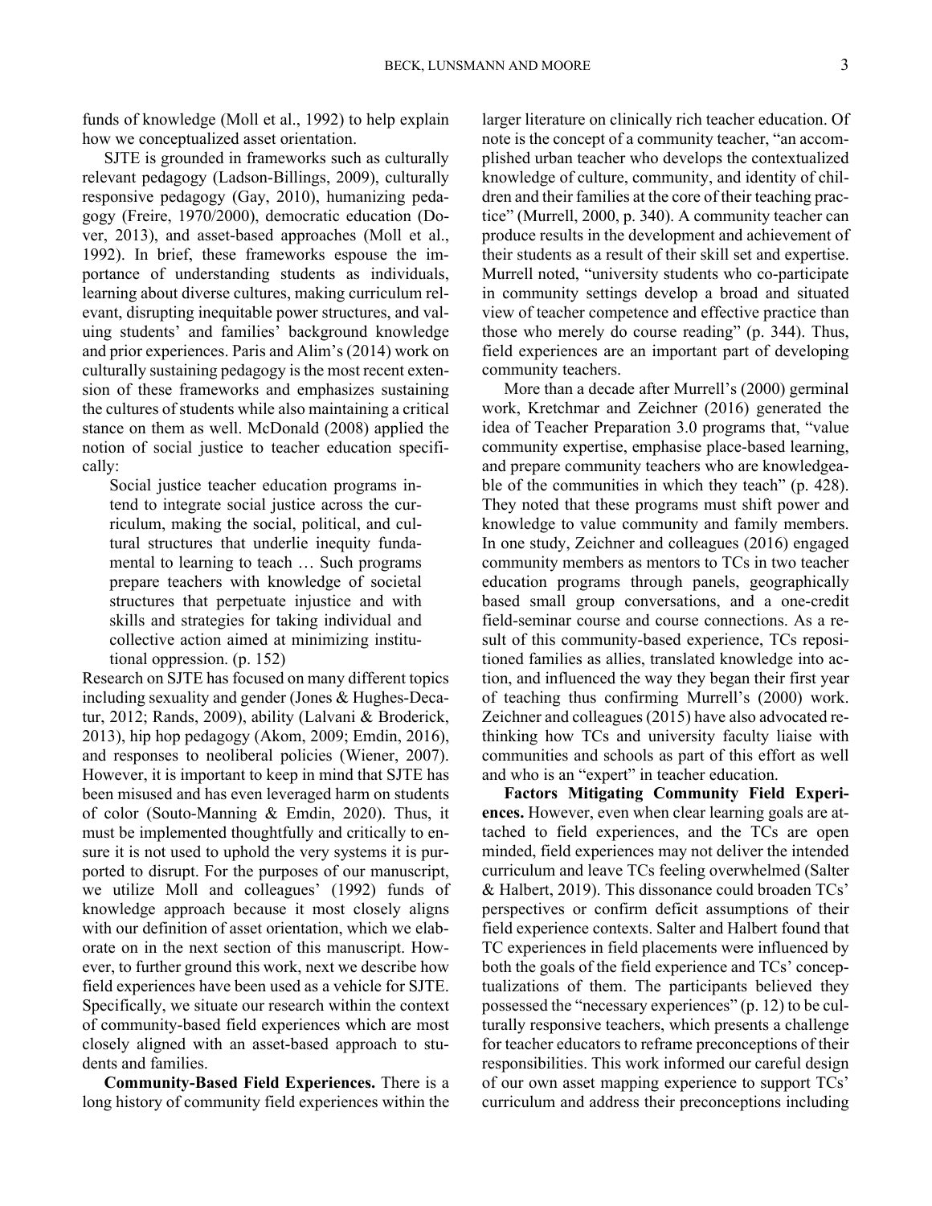funds of knowledge (Moll et al., 1992) to help explain how we conceptualized asset orientation.

SJTE is grounded in frameworks such as culturally relevant pedagogy (Ladson-Billings, 2009), culturally responsive pedagogy (Gay, 2010), humanizing pedagogy (Freire, 1970/2000), democratic education (Dover, 2013), and asset-based approaches (Moll et al., 1992). In brief, these frameworks espouse the importance of understanding students as individuals, learning about diverse cultures, making curriculum relevant, disrupting inequitable power structures, and valuing students' and families' background knowledge and prior experiences. Paris and Alim's (2014) work on culturally sustaining pedagogy is the most recent extension of these frameworks and emphasizes sustaining the cultures of students while also maintaining a critical stance on them as well. McDonald (2008) applied the notion of social justice to teacher education specifically:

> Social justice teacher education programs intend to integrate social justice across the curriculum, making the social, political, and cultural structures that underlie inequity fundamental to learning to teach … Such programs prepare teachers with knowledge of societal structures that perpetuate injustice and with skills and strategies for taking individual and collective action aimed at minimizing institutional oppression. (p. 152)

Research on SJTE has focused on many different topics including sexuality and gender (Jones & Hughes-Decatur, 2012; Rands, 2009), ability (Lalvani & Broderick, 2013), hip hop pedagogy (Akom, 2009; Emdin, 2016), and responses to neoliberal policies (Wiener, 2007). However, it is important to keep in mind that SJTE has been misused and has even leveraged harm on students of color (Souto-Manning & Emdin, 2020). Thus, it must be implemented thoughtfully and critically to ensure it is not used to uphold the very systems it is purported to disrupt. For the purposes of our manuscript, we utilize Moll and colleagues' (1992) funds of knowledge approach because it most closely aligns with our definition of asset orientation, which we elaborate on in the next section of this manuscript. However, to further ground this work, next we describe how field experiences have been used as a vehicle for SJTE. Specifically, we situate our research within the context of community-based field experiences which are most closely aligned with an asset-based approach to students and families.

**Community-Based Field Experiences.** There is a long history of community field experiences within the larger literature on clinically rich teacher education. Of note is the concept of a community teacher, "an accomplished urban teacher who develops the contextualized knowledge of culture, community, and identity of children and their families at the core of their teaching practice" (Murrell, 2000, p. 340). A community teacher can produce results in the development and achievement of their students as a result of their skill set and expertise. Murrell noted, "university students who co-participate in community settings develop a broad and situated view of teacher competence and effective practice than those who merely do course reading" (p. 344). Thus, field experiences are an important part of developing community teachers.

More than a decade after Murrell's (2000) germinal work, Kretchmar and Zeichner (2016) generated the idea of Teacher Preparation 3.0 programs that, "value community expertise, emphasise place-based learning, and prepare community teachers who are knowledgeable of the communities in which they teach" (p. 428). They noted that these programs must shift power and knowledge to value community and family members. In one study, Zeichner and colleagues (2016) engaged community members as mentors to TCs in two teacher education programs through panels, geographically based small group conversations, and a one-credit field-seminar course and course connections. As a result of this community-based experience, TCs repositioned families as allies, translated knowledge into action, and influenced the way they began their first year of teaching thus confirming Murrell's (2000) work. Zeichner and colleagues (2015) have also advocated rethinking how TCs and university faculty liaise with communities and schools as part of this effort as well and who is an "expert" in teacher education.

**Factors Mitigating Community Field Experiences.** However, even when clear learning goals are attached to field experiences, and the TCs are open minded, field experiences may not deliver the intended curriculum and leave TCs feeling overwhelmed (Salter & Halbert, 2019). This dissonance could broaden TCs' perspectives or confirm deficit assumptions of their field experience contexts. Salter and Halbert found that TC experiences in field placements were influenced by both the goals of the field experience and TCs' conceptualizations of them. The participants believed they possessed the "necessary experiences" (p. 12) to be culturally responsive teachers, which presents a challenge for teacher educators to reframe preconceptions of their responsibilities. This work informed our careful design of our own asset mapping experience to support TCs' curriculum and address their preconceptions including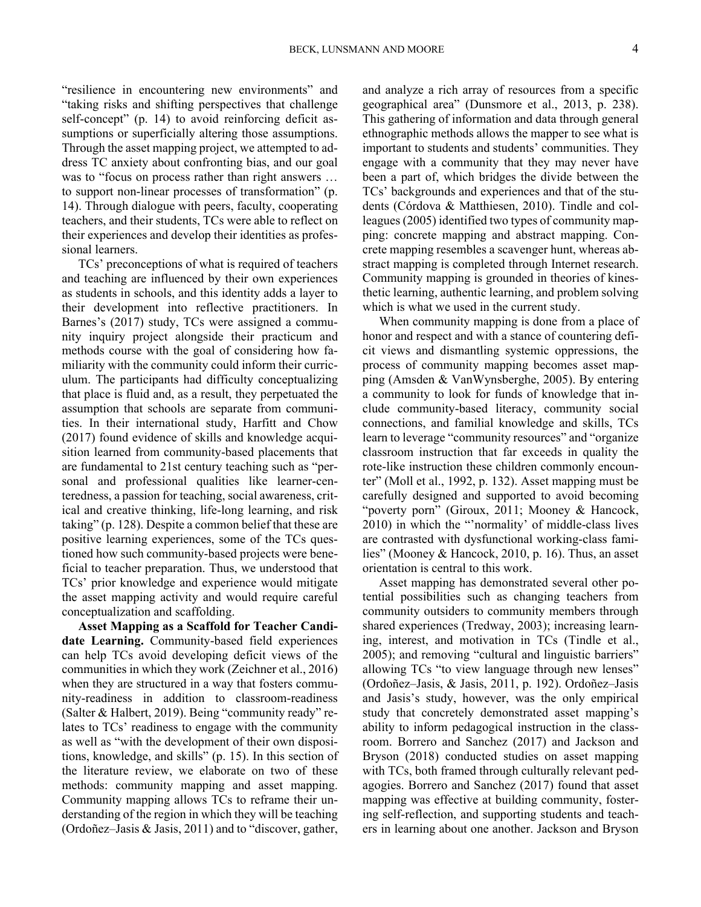"resilience in encountering new environments" and "taking risks and shifting perspectives that challenge self-concept" (p. 14) to avoid reinforcing deficit assumptions or superficially altering those assumptions. Through the asset mapping project, we attempted to address TC anxiety about confronting bias, and our goal was to "focus on process rather than right answers … to support non-linear processes of transformation" (p. 14). Through dialogue with peers, faculty, cooperating teachers, and their students, TCs were able to reflect on their experiences and develop their identities as professional learners.

TCs' preconceptions of what is required of teachers and teaching are influenced by their own experiences as students in schools, and this identity adds a layer to their development into reflective practitioners. In Barnes's (2017) study, TCs were assigned a community inquiry project alongside their practicum and methods course with the goal of considering how familiarity with the community could inform their curriculum. The participants had difficulty conceptualizing that place is fluid and, as a result, they perpetuated the assumption that schools are separate from communities. In their international study, Harfitt and Chow (2017) found evidence of skills and knowledge acquisition learned from community-based placements that are fundamental to 21st century teaching such as "personal and professional qualities like learner-centeredness, a passion for teaching, social awareness, critical and creative thinking, life-long learning, and risk taking" (p. 128). Despite a common belief that these are positive learning experiences, some of the TCs questioned how such community-based projects were beneficial to teacher preparation. Thus, we understood that TCs' prior knowledge and experience would mitigate the asset mapping activity and would require careful conceptualization and scaffolding.

**Asset Mapping as a Scaffold for Teacher Candidate Learning.** Community-based field experiences can help TCs avoid developing deficit views of the communities in which they work (Zeichner et al., 2016) when they are structured in a way that fosters community-readiness in addition to classroom-readiness (Salter & Halbert, 2019). Being "community ready" relates to TCs' readiness to engage with the community as well as "with the development of their own dispositions, knowledge, and skills" (p. 15). In this section of the literature review, we elaborate on two of these methods: community mapping and asset mapping. Community mapping allows TCs to reframe their understanding of the region in which they will be teaching (Ordoñez–Jasis & Jasis, 2011) and to "discover, gather, and analyze a rich array of resources from a specific geographical area" (Dunsmore et al., 2013, p. 238). This gathering of information and data through general ethnographic methods allows the mapper to see what is important to students and students' communities. They engage with a community that they may never have been a part of, which bridges the divide between the TCs' backgrounds and experiences and that of the students (Córdova & Matthiesen, 2010). Tindle and colleagues (2005) identified two types of community mapping: concrete mapping and abstract mapping. Concrete mapping resembles a scavenger hunt, whereas abstract mapping is completed through Internet research. Community mapping is grounded in theories of kinesthetic learning, authentic learning, and problem solving which is what we used in the current study.

When community mapping is done from a place of honor and respect and with a stance of countering deficit views and dismantling systemic oppressions, the process of community mapping becomes asset mapping (Amsden & VanWynsberghe, 2005). By entering a community to look for funds of knowledge that include community-based literacy, community social connections, and familial knowledge and skills, TCs learn to leverage "community resources" and "organize classroom instruction that far exceeds in quality the rote-like instruction these children commonly encounter" (Moll et al., 1992, p. 132). Asset mapping must be carefully designed and supported to avoid becoming "poverty porn" (Giroux, 2011; Mooney & Hancock, 2010) in which the "'normality' of middle-class lives are contrasted with dysfunctional working-class families" (Mooney & Hancock, 2010, p. 16). Thus, an asset orientation is central to this work.

Asset mapping has demonstrated several other potential possibilities such as changing teachers from community outsiders to community members through shared experiences (Tredway, 2003); increasing learning, interest, and motivation in TCs (Tindle et al., 2005); and removing "cultural and linguistic barriers" allowing TCs "to view language through new lenses" (Ordoñez–Jasis, & Jasis, 2011, p. 192). Ordoñez–Jasis and Jasis's study, however, was the only empirical study that concretely demonstrated asset mapping's ability to inform pedagogical instruction in the classroom. Borrero and Sanchez (2017) and Jackson and Bryson (2018) conducted studies on asset mapping with TCs, both framed through culturally relevant pedagogies. Borrero and Sanchez (2017) found that asset mapping was effective at building community, fostering self-reflection, and supporting students and teachers in learning about one another. Jackson and Bryson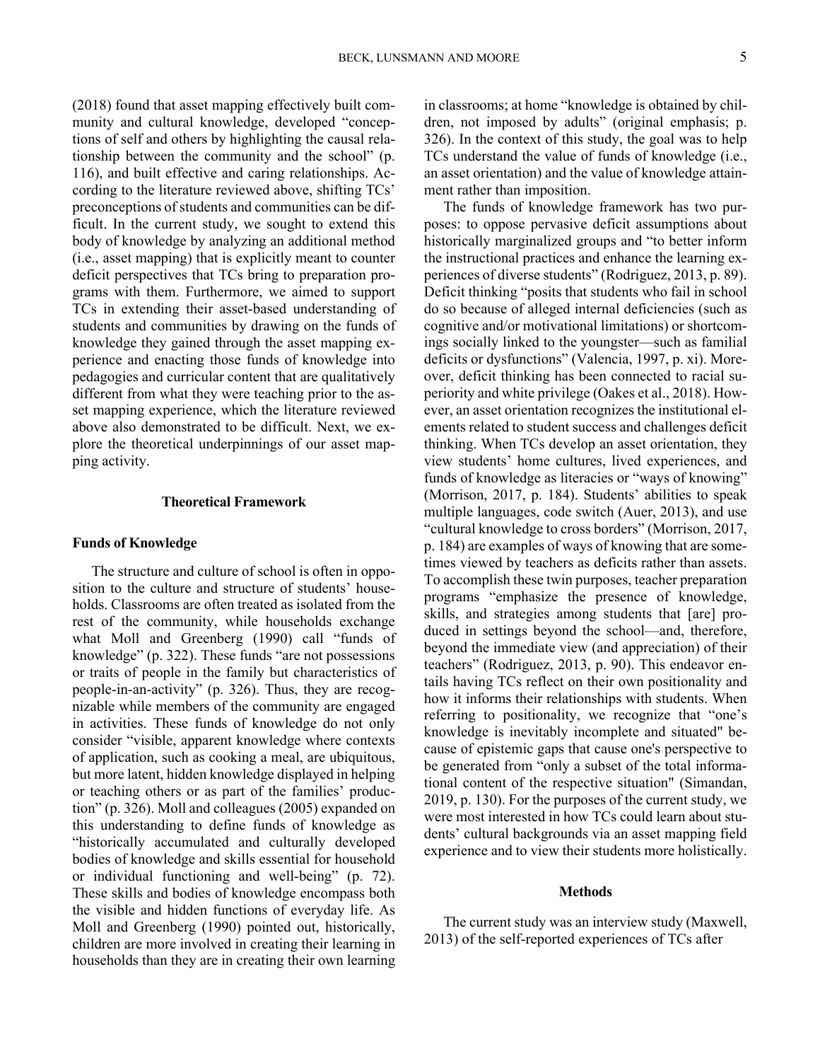(2018) found that asset mapping effectively built community and cultural knowledge, developed "conceptions of self and others by highlighting the causal relationship between the community and the school" (p. 116), and built effective and caring relationships. According to the literature reviewed above, shifting TCs' preconceptions of students and communities can be difficult. In the current study, we sought to extend this body of knowledge by analyzing an additional method (i.e., asset mapping) that is explicitly meant to counter deficit perspectives that TCs bring to preparation programs with them. Furthermore, we aimed to support TCs in extending their asset-based understanding of students and communities by drawing on the funds of knowledge they gained through the asset mapping experience and enacting those funds of knowledge into pedagogies and curricular content that are qualitatively different from what they were teaching prior to the asset mapping experience, which the literature reviewed above also demonstrated to be difficult. Next, we explore the theoretical underpinnings of our asset mapping activity.

## Theoretical Framework

### Funds of Knowledge

The structure and culture of school is often in opposition to the culture and structure of students' households. Classrooms are often treated as isolated from the rest of the community, while households exchange what Moll and Greenberg (1990) call "funds of knowledge" (p. 322). These funds "are not possessions or traits of people in the family but characteristics of people-in-an-activity" (p. 326). Thus, they are recognizable while members of the community are engaged in activities. These funds of knowledge do not only consider "visible, apparent knowledge where contexts of application, such as cooking a meal, are ubiquitous, but more latent, hidden knowledge displayed in helping or teaching others or as part of the families' production" (p. 326). Moll and colleagues (2005) expanded on this understanding to define funds of knowledge as "historically accumulated and culturally developed bodies of knowledge and skills essential for household or individual functioning and well-being" (p. 72). These skills and bodies of knowledge encompass both the visible and hidden functions of everyday life. As Moll and Greenberg (1990) pointed out, historically, children are more involved in creating their learning in households than they are in creating their own learning in classrooms; at home "knowledge is obtained by children, not imposed by adults" (original emphasis; p. 326). In the context of this study, the goal was to help TCs understand the value of funds of knowledge (i.e., an asset orientation) and the value of knowledge attainment rather than imposition.

The funds of knowledge framework has two purposes: to oppose pervasive deficit assumptions about historically marginalized groups and "to better inform the instructional practices and enhance the learning experiences of diverse students" (Rodriguez, 2013, p. 89). Deficit thinking "posits that students who fail in school do so because of alleged internal deficiencies (such as cognitive and/or motivational limitations) or shortcomings socially linked to the youngster—such as familial deficits or dysfunctions" (Valencia, 1997, p. xi). Moreover, deficit thinking has been connected to racial superiority and white privilege (Oakes et al., 2018). However, an asset orientation recognizes the institutional elements related to student success and challenges deficit thinking. When TCs develop an asset orientation, they view students' home cultures, lived experiences, and funds of knowledge as literacies or "ways of knowing" (Morrison, 2017, p. 184). Students' abilities to speak multiple languages, code switch (Auer, 2013), and use "cultural knowledge to cross borders" (Morrison, 2017, p. 184) are examples of ways of knowing that are sometimes viewed by teachers as deficits rather than assets. To accomplish these twin purposes, teacher preparation programs "emphasize the presence of knowledge, skills, and strategies among students that [are] produced in settings beyond the school—and, therefore, beyond the immediate view (and appreciation) of their teachers" (Rodriguez, 2013, p. 90). This endeavor entails having TCs reflect on their own positionality and how it informs their relationships with students. When referring to positionality, we recognize that "one's knowledge is inevitably incomplete and situated" because of epistemic gaps that cause one's perspective to be generated from "only a subset of the total informational content of the respective situation" (Simandan, 2019, p. 130). For the purposes of the current study, we were most interested in how TCs could learn about students' cultural backgrounds via an asset mapping field experience and to view their students more holistically.

## Methods

The current study was an interview study (Maxwell, 2013) of the self-reported experiences of TCs after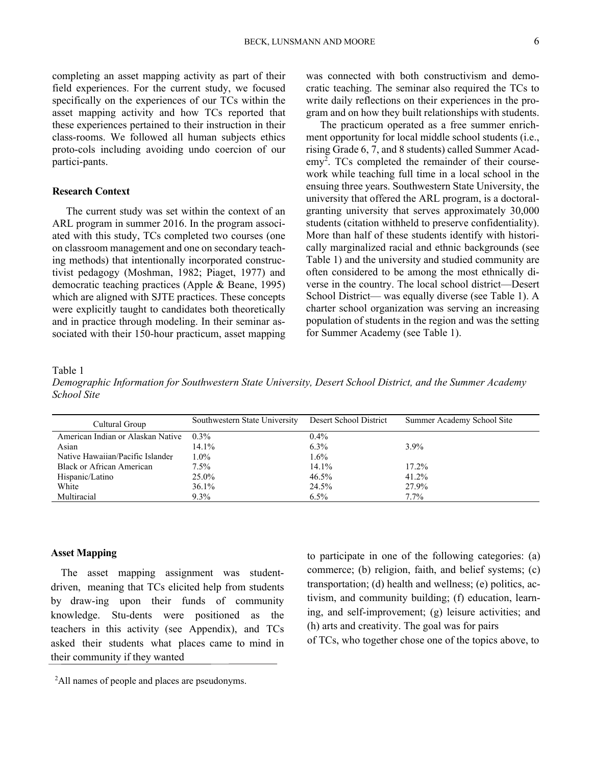completing an asset mapping activity as part of their field experiences. For the current study, we focused specifically on the experiences of our TCs within the asset mapping activity and how TCs reported that these experiences pertained to their instruction in their class-rooms. We followed all human subjects ethics proto-cols including avoiding undo coercion of our partici-pants.

### Research Context

The current study was set within the context of an ARL program in summer 2016. In the program associated with this study, TCs completed two courses (one on classroom management and one on secondary teaching methods) that intentionally incorporated constructivist pedagogy (Moshman, 1982; Piaget, 1977) and democratic teaching practices (Apple & Beane, 1995) which are aligned with SJTE practices. These concepts were explicitly taught to candidates both theoretically and in practice through modeling. In their seminar associated with their 150-hour practicum, asset mapping was connected with both constructivism and democratic teaching. The seminar also required the TCs to write daily reflections on their experiences in the program and on how they built relationships with students.

The practicum operated as a free summer enrichment opportunity for local middle school students (i.e., rising Grade 6, 7, and 8 students) called Summer Academy[2]. TCs completed the remainder of their coursework while teaching full time in a local school in the ensuing three years. Southwestern State University, the university that offered the ARL program, is a doctoral-granting university that serves approximately 30,000 students (citation withheld to preserve confidentiality). More than half of these students identify with historically marginalized racial and ethnic backgrounds (see Table 1) and the university and studied community are often considered to be among the most ethnically diverse in the country. The local school district—Desert School District— was equally diverse (see Table 1). A charter school organization was serving an increasing population of students in the region and was the setting for Summer Academy (see Table 1).

Table 1
*Demographic Information for Southwestern State University, Desert School District, and the Summer Academy School Site*

| Cultural Group | Southwestern State University | Desert School District | Summer Academy School Site |
|---|---|---|---|
| American Indian or Alaskan Native | 0.3% | 0.4% | |
| Asian | 14.1% | 6.3% | 3.9% |
| Native Hawaiian/Pacific Islander | 1.0% | 1.6% | |
| Black or African American | 7.5% | 14.1% | 17.2% |
| Hispanic/Latino | 25.0% | 46.5% | 41.2% |
| White | 36.1% | 24.5% | 27.9% |
| Multiracial | 9.3% | 6.5% | 7.7% |

### Asset Mapping

The asset mapping assignment was student-driven, meaning that TCs elicited help from students by draw-ing upon their funds of community knowledge. Stu-dents were positioned as the teachers in this activity (see Appendix), and TCs asked their students what places came to mind in their community if they wanted to participate in one of the following categories: (a) commerce; (b) religion, faith, and belief systems; (c) transportation; (d) health and wellness; (e) politics, activism, and community building; (f) education, learning, and self-improvement; (g) leisure activities; and (h) arts and creativity. The goal was for pairs of TCs, who together chose one of the topics above, to

[2]All names of people and places are pseudonyms.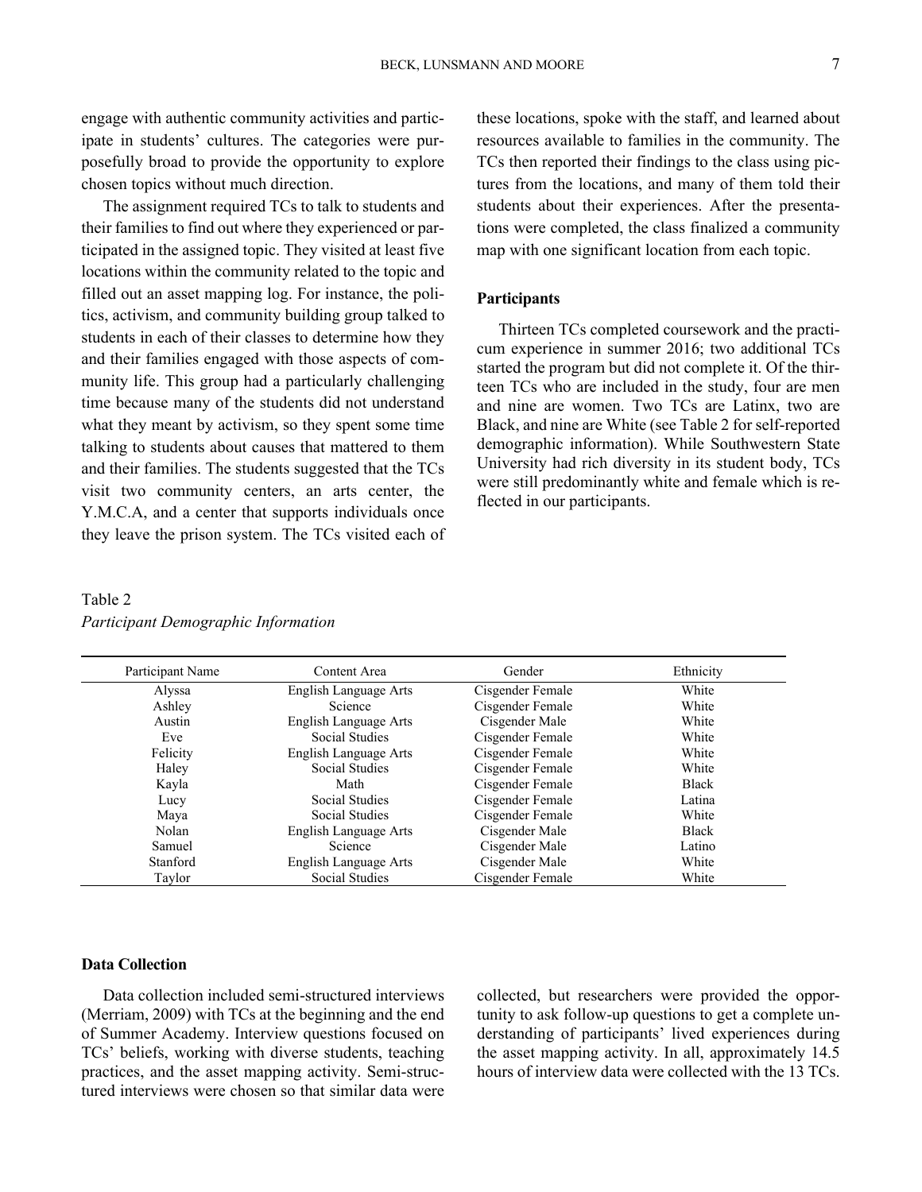engage with authentic community activities and participate in students' cultures. The categories were purposefully broad to provide the opportunity to explore chosen topics without much direction.

The assignment required TCs to talk to students and their families to find out where they experienced or participated in the assigned topic. They visited at least five locations within the community related to the topic and filled out an asset mapping log. For instance, the politics, activism, and community building group talked to students in each of their classes to determine how they and their families engaged with those aspects of community life. This group had a particularly challenging time because many of the students did not understand what they meant by activism, so they spent some time talking to students about causes that mattered to them and their families. The students suggested that the TCs visit two community centers, an arts center, the Y.M.C.A, and a center that supports individuals once they leave the prison system. The TCs visited each of these locations, spoke with the staff, and learned about resources available to families in the community. The TCs then reported their findings to the class using pictures from the locations, and many of them told their students about their experiences. After the presentations were completed, the class finalized a community map with one significant location from each topic.

### Participants

Thirteen TCs completed coursework and the practicum experience in summer 2016; two additional TCs started the program but did not complete it. Of the thirteen TCs who are included in the study, four are men and nine are women. Two TCs are Latinx, two are Black, and nine are White (see Table 2 for self-reported demographic information). While Southwestern State University had rich diversity in its student body, TCs were still predominantly white and female which is reflected in our participants.

Table 2
*Participant Demographic Information*

| Participant Name | Content Area | Gender | Ethnicity |
|---|---|---|---|
| Alyssa | English Language Arts | Cisgender Female | White |
| Ashley | Science | Cisgender Female | White |
| Austin | English Language Arts | Cisgender Male | White |
| Eve | Social Studies | Cisgender Female | White |
| Felicity | English Language Arts | Cisgender Female | White |
| Haley | Social Studies | Cisgender Female | White |
| Kayla | Math | Cisgender Female | Black |
| Lucy | Social Studies | Cisgender Female | Latina |
| Maya | Social Studies | Cisgender Female | White |
| Nolan | English Language Arts | Cisgender Male | Black |
| Samuel | Science | Cisgender Male | Latino |
| Stanford | English Language Arts | Cisgender Male | White |
| Taylor | Social Studies | Cisgender Female | White |

### Data Collection

Data collection included semi-structured interviews (Merriam, 2009) with TCs at the beginning and the end of Summer Academy. Interview questions focused on TCs' beliefs, working with diverse students, teaching practices, and the asset mapping activity. Semi-structured interviews were chosen so that similar data were collected, but researchers were provided the opportunity to ask follow-up questions to get a complete understanding of participants' lived experiences during the asset mapping activity. In all, approximately 14.5 hours of interview data were collected with the 13 TCs.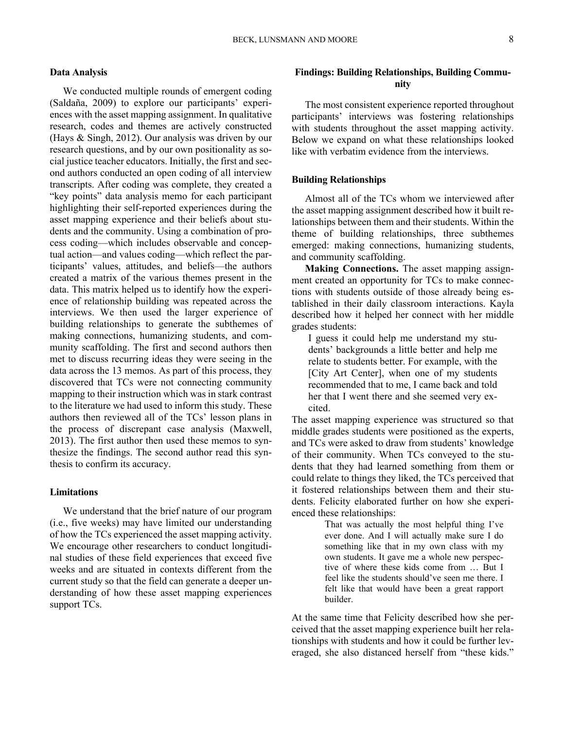### Data Analysis

We conducted multiple rounds of emergent coding (Saldaña, 2009) to explore our participants' experiences with the asset mapping assignment. In qualitative research, codes and themes are actively constructed (Hays & Singh, 2012). Our analysis was driven by our research questions, and by our own positionality as social justice teacher educators. Initially, the first and second authors conducted an open coding of all interview transcripts. After coding was complete, they created a "key points" data analysis memo for each participant highlighting their self-reported experiences during the asset mapping experience and their beliefs about students and the community. Using a combination of process coding—which includes observable and conceptual action—and values coding—which reflect the participants' values, attitudes, and beliefs—the authors created a matrix of the various themes present in the data. This matrix helped us to identify how the experience of relationship building was repeated across the interviews. We then used the larger experience of building relationships to generate the subthemes of making connections, humanizing students, and community scaffolding. The first and second authors then met to discuss recurring ideas they were seeing in the data across the 13 memos. As part of this process, they discovered that TCs were not connecting community mapping to their instruction which was in stark contrast to the literature we had used to inform this study. These authors then reviewed all of the TCs' lesson plans in the process of discrepant case analysis (Maxwell, 2013). The first author then used these memos to synthesize the findings. The second author read this synthesis to confirm its accuracy.

### Limitations

We understand that the brief nature of our program (i.e., five weeks) may have limited our understanding of how the TCs experienced the asset mapping activity. We encourage other researchers to conduct longitudinal studies of these field experiences that exceed five weeks and are situated in contexts different from the current study so that the field can generate a deeper understanding of how these asset mapping experiences support TCs.

## Findings: Building Relationships, Building Community

The most consistent experience reported throughout participants' interviews was fostering relationships with students throughout the asset mapping activity. Below we expand on what these relationships looked like with verbatim evidence from the interviews.

### Building Relationships

Almost all of the TCs whom we interviewed after the asset mapping assignment described how it built relationships between them and their students. Within the theme of building relationships, three subthemes emerged: making connections, humanizing students, and community scaffolding.

**Making Connections.** The asset mapping assignment created an opportunity for TCs to make connections with students outside of those already being established in their daily classroom interactions. Kayla described how it helped her connect with her middle grades students:

> I guess it could help me understand my students' backgrounds a little better and help me relate to students better. For example, with the [City Art Center], when one of my students recommended that to me, I came back and told her that I went there and she seemed very excited.

The asset mapping experience was structured so that middle grades students were positioned as the experts, and TCs were asked to draw from students' knowledge of their community. When TCs conveyed to the students that they had learned something from them or could relate to things they liked, the TCs perceived that it fostered relationships between them and their students. Felicity elaborated further on how she experienced these relationships:

> That was actually the most helpful thing I've ever done. And I will actually make sure I do something like that in my own class with my own students. It gave me a whole new perspective of where these kids come from … But I feel like the students should've seen me there. I felt like that would have been a great rapport builder.

At the same time that Felicity described how she perceived that the asset mapping experience built her relationships with students and how it could be further leveraged, she also distanced herself from "these kids."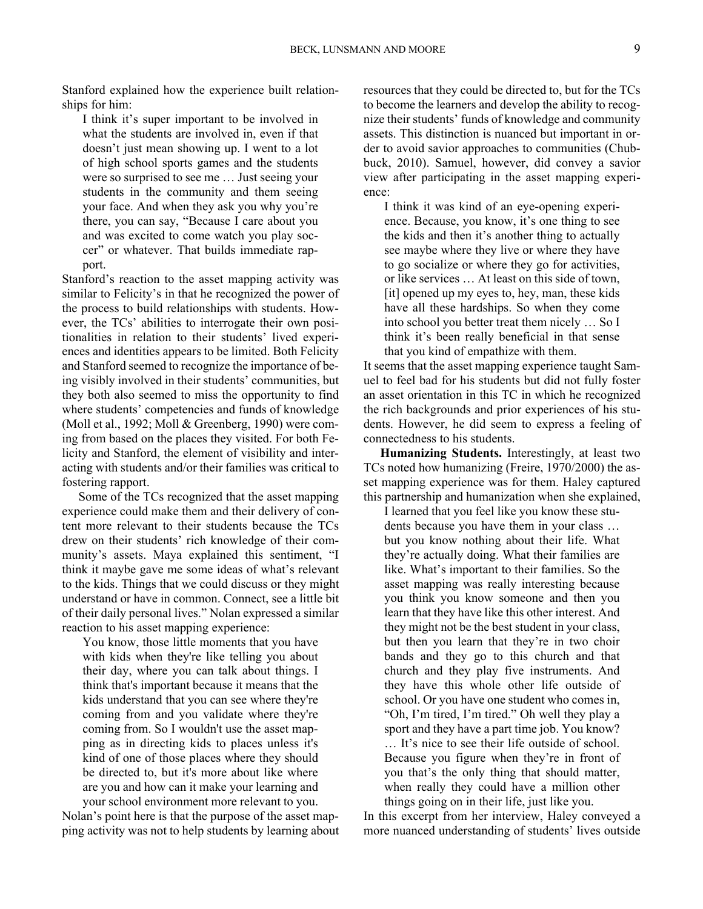Stanford explained how the experience built relationships for him:

> I think it's super important to be involved in what the students are involved in, even if that doesn't just mean showing up. I went to a lot of high school sports games and the students were so surprised to see me … Just seeing your students in the community and them seeing your face. And when they ask you why you're there, you can say, "Because I care about you and was excited to come watch you play soccer" or whatever. That builds immediate rapport.

Stanford's reaction to the asset mapping activity was similar to Felicity's in that he recognized the power of the process to build relationships with students. However, the TCs' abilities to interrogate their own positionalities in relation to their students' lived experiences and identities appears to be limited. Both Felicity and Stanford seemed to recognize the importance of being visibly involved in their students' communities, but they both also seemed to miss the opportunity to find where students' competencies and funds of knowledge (Moll et al., 1992; Moll & Greenberg, 1990) were coming from based on the places they visited. For both Felicity and Stanford, the element of visibility and interacting with students and/or their families was critical to fostering rapport.

Some of the TCs recognized that the asset mapping experience could make them and their delivery of content more relevant to their students because the TCs drew on their students' rich knowledge of their community's assets. Maya explained this sentiment, "I think it maybe gave me some ideas of what's relevant to the kids. Things that we could discuss or they might understand or have in common. Connect, see a little bit of their daily personal lives." Nolan expressed a similar reaction to his asset mapping experience:

> You know, those little moments that you have with kids when they're like telling you about their day, where you can talk about things. I think that's important because it means that the kids understand that you can see where they're coming from and you validate where they're coming from. So I wouldn't use the asset mapping as in directing kids to places unless it's kind of one of those places where they should be directed to, but it's more about like where are you and how can it make your learning and your school environment more relevant to you.

Nolan's point here is that the purpose of the asset mapping activity was not to help students by learning about resources that they could be directed to, but for the TCs to become the learners and develop the ability to recognize their students' funds of knowledge and community assets. This distinction is nuanced but important in order to avoid savior approaches to communities (Chubbuck, 2010). Samuel, however, did convey a savior view after participating in the asset mapping experience:

> I think it was kind of an eye-opening experience. Because, you know, it's one thing to see the kids and then it's another thing to actually see maybe where they live or where they have to go socialize or where they go for activities, or like services … At least on this side of town, [it] opened up my eyes to, hey, man, these kids have all these hardships. So when they come into school you better treat them nicely … So I think it's been really beneficial in that sense that you kind of empathize with them.

It seems that the asset mapping experience taught Samuel to feel bad for his students but did not fully foster an asset orientation in this TC in which he recognized the rich backgrounds and prior experiences of his students. However, he did seem to express a feeling of connectedness to his students.

**Humanizing Students.** Interestingly, at least two TCs noted how humanizing (Freire, 1970/2000) the asset mapping experience was for them. Haley captured this partnership and humanization when she explained,

> I learned that you feel like you know these students because you have them in your class … but you know nothing about their life. What they're actually doing. What their families are like. What's important to their families. So the asset mapping was really interesting because you think you know someone and then you learn that they have like this other interest. And they might not be the best student in your class, but then you learn that they're in two choir bands and they go to this church and that church and they play five instruments. And they have this whole other life outside of school. Or you have one student who comes in, "Oh, I'm tired, I'm tired." Oh well they play a sport and they have a part time job. You know? … It's nice to see their life outside of school. Because you figure when they're in front of you that's the only thing that should matter, when really they could have a million other things going on in their life, just like you.

In this excerpt from her interview, Haley conveyed a more nuanced understanding of students' lives outside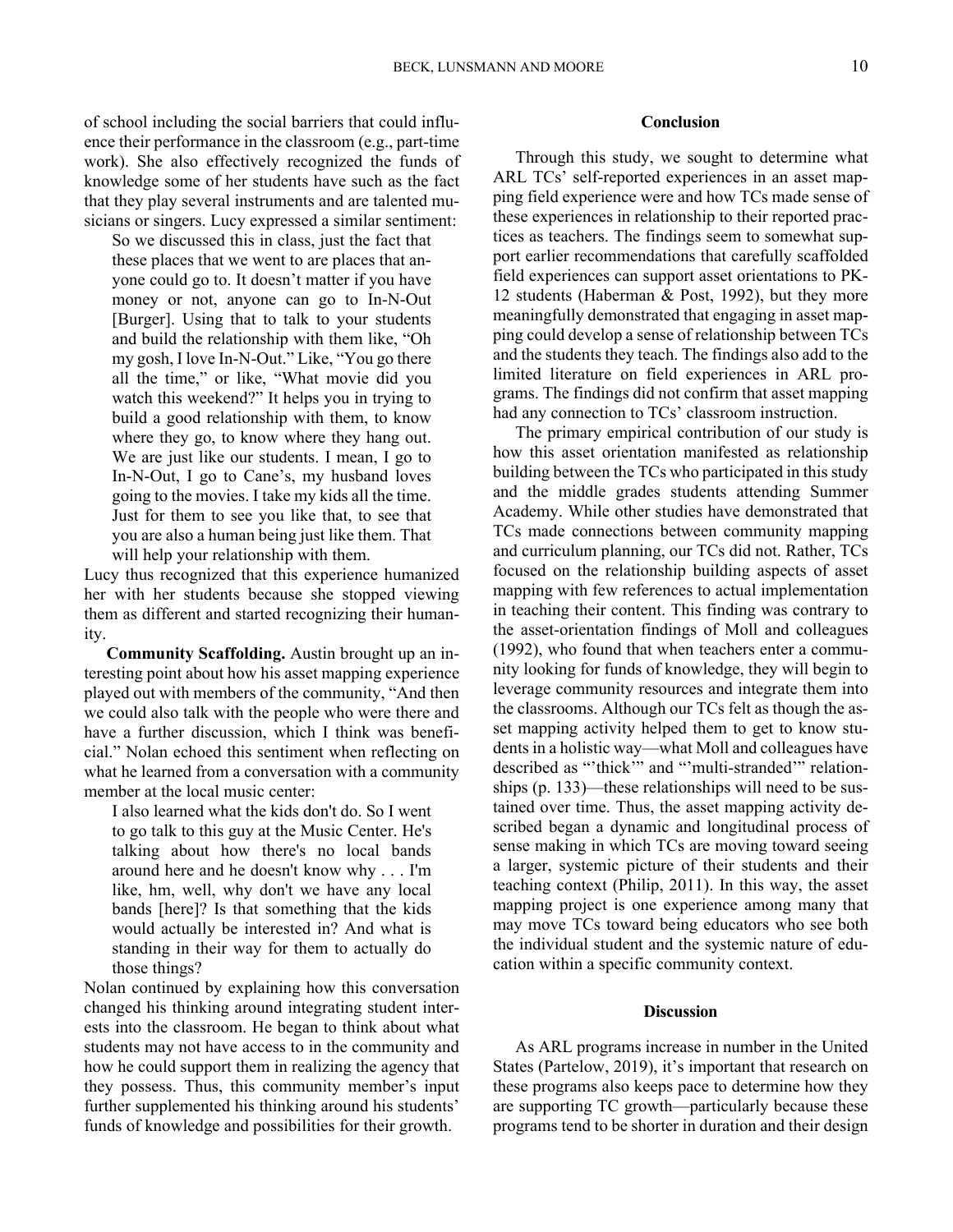of school including the social barriers that could influence their performance in the classroom (e.g., part-time work). She also effectively recognized the funds of knowledge some of her students have such as the fact that they play several instruments and are talented musicians or singers. Lucy expressed a similar sentiment:

> So we discussed this in class, just the fact that these places that we went to are places that anyone could go to. It doesn't matter if you have money or not, anyone can go to In-N-Out [Burger]. Using that to talk to your students and build the relationship with them like, "Oh my gosh, I love In-N-Out." Like, "You go there all the time," or like, "What movie did you watch this weekend?" It helps you in trying to build a good relationship with them, to know where they go, to know where they hang out. We are just like our students. I mean, I go to In-N-Out, I go to Cane's, my husband loves going to the movies. I take my kids all the time. Just for them to see you like that, to see that you are also a human being just like them. That will help your relationship with them.

Lucy thus recognized that this experience humanized her with her students because she stopped viewing them as different and started recognizing their humanity.

**Community Scaffolding.** Austin brought up an interesting point about how his asset mapping experience played out with members of the community, "And then we could also talk with the people who were there and have a further discussion, which I think was beneficial." Nolan echoed this sentiment when reflecting on what he learned from a conversation with a community member at the local music center:

> I also learned what the kids don't do. So I went to go talk to this guy at the Music Center. He's talking about how there's no local bands around here and he doesn't know why . . . I'm like, hm, well, why don't we have any local bands [here]? Is that something that the kids would actually be interested in? And what is standing in their way for them to actually do those things?

Nolan continued by explaining how this conversation changed his thinking around integrating student interests into the classroom. He began to think about what students may not have access to in the community and how he could support them in realizing the agency that they possess. Thus, this community member's input further supplemented his thinking around his students' funds of knowledge and possibilities for their growth.

## Conclusion

Through this study, we sought to determine what ARL TCs' self-reported experiences in an asset mapping field experience were and how TCs made sense of these experiences in relationship to their reported practices as teachers. The findings seem to somewhat support earlier recommendations that carefully scaffolded field experiences can support asset orientations to PK-12 students (Haberman & Post, 1992), but they more meaningfully demonstrated that engaging in asset mapping could develop a sense of relationship between TCs and the students they teach. The findings also add to the limited literature on field experiences in ARL programs. The findings did not confirm that asset mapping had any connection to TCs' classroom instruction.

The primary empirical contribution of our study is how this asset orientation manifested as relationship building between the TCs who participated in this study and the middle grades students attending Summer Academy. While other studies have demonstrated that TCs made connections between community mapping and curriculum planning, our TCs did not. Rather, TCs focused on the relationship building aspects of asset mapping with few references to actual implementation in teaching their content. This finding was contrary to the asset-orientation findings of Moll and colleagues (1992), who found that when teachers enter a community looking for funds of knowledge, they will begin to leverage community resources and integrate them into the classrooms. Although our TCs felt as though the asset mapping activity helped them to get to know students in a holistic way—what Moll and colleagues have described as "'thick'" and "'multi-stranded'" relationships (p. 133)—these relationships will need to be sustained over time. Thus, the asset mapping activity described began a dynamic and longitudinal process of sense making in which TCs are moving toward seeing a larger, systemic picture of their students and their teaching context (Philip, 2011). In this way, the asset mapping project is one experience among many that may move TCs toward being educators who see both the individual student and the systemic nature of education within a specific community context.

## Discussion

As ARL programs increase in number in the United States (Partelow, 2019), it's important that research on these programs also keeps pace to determine how they are supporting TC growth—particularly because these programs tend to be shorter in duration and their design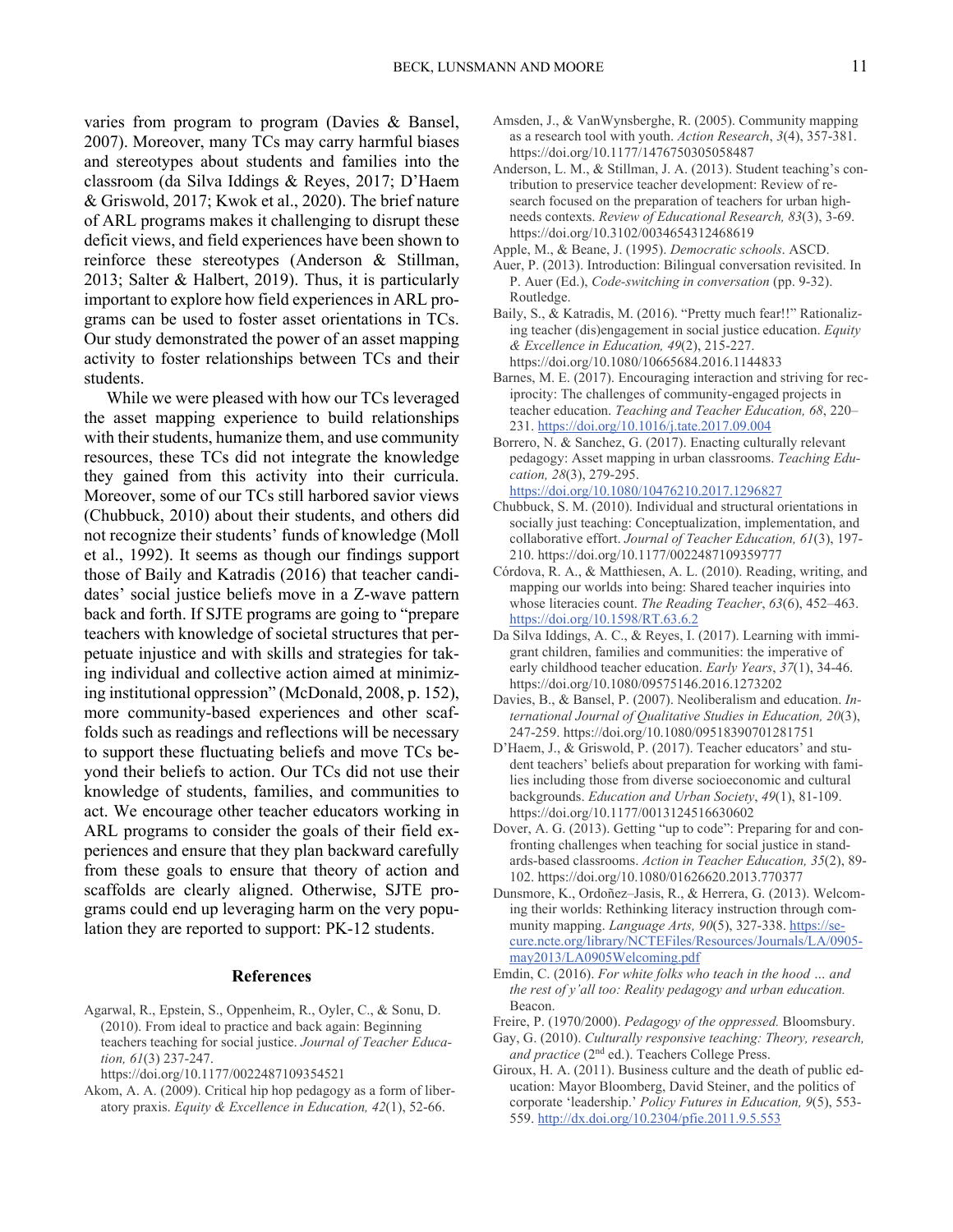varies from program to program (Davies & Bansel, 2007). Moreover, many TCs may carry harmful biases and stereotypes about students and families into the classroom (da Silva Iddings & Reyes, 2017; D'Haem & Griswold, 2017; Kwok et al., 2020). The brief nature of ARL programs makes it challenging to disrupt these deficit views, and field experiences have been shown to reinforce these stereotypes (Anderson & Stillman, 2013; Salter & Halbert, 2019). Thus, it is particularly important to explore how field experiences in ARL programs can be used to foster asset orientations in TCs. Our study demonstrated the power of an asset mapping activity to foster relationships between TCs and their students.

While we were pleased with how our TCs leveraged the asset mapping experience to build relationships with their students, humanize them, and use community resources, these TCs did not integrate the knowledge they gained from this activity into their curricula. Moreover, some of our TCs still harbored savior views (Chubbuck, 2010) about their students, and others did not recognize their students' funds of knowledge (Moll et al., 1992). It seems as though our findings support those of Baily and Katradis (2016) that teacher candidates' social justice beliefs move in a Z-wave pattern back and forth. If SJTE programs are going to "prepare teachers with knowledge of societal structures that perpetuate injustice and with skills and strategies for taking individual and collective action aimed at minimizing institutional oppression" (McDonald, 2008, p. 152), more community-based experiences and other scaffolds such as readings and reflections will be necessary to support these fluctuating beliefs and move TCs beyond their beliefs to action. Our TCs did not use their knowledge of students, families, and communities to act. We encourage other teacher educators working in ARL programs to consider the goals of their field experiences and ensure that they plan backward carefully from these goals to ensure that theory of action and scaffolds are clearly aligned. Otherwise, SJTE programs could end up leveraging harm on the very population they are reported to support: PK-12 students.

## References

Agarwal, R., Epstein, S., Oppenheim, R., Oyler, C., & Sonu, D. (2010). From ideal to practice and back again: Beginning teachers teaching for social justice. *Journal of Teacher Education, 61*(3) 237-247. https://doi.org/10.1177/0022487109354521

Akom, A. A. (2009). Critical hip hop pedagogy as a form of liberatory praxis. *Equity & Excellence in Education, 42*(1), 52-66.

Amsden, J., & VanWynsberghe, R. (2005). Community mapping as a research tool with youth. *Action Research*, *3*(4), 357-381. https://doi.org/10.1177/1476750305058487

Anderson, L. M., & Stillman, J. A. (2013). Student teaching's contribution to preservice teacher development: Review of research focused on the preparation of teachers for urban high-needs contexts. *Review of Educational Research, 83*(3), 3-69. https://doi.org/10.3102/0034654312468619

Apple, M., & Beane, J. (1995). *Democratic schools*. ASCD.

Auer, P. (2013). Introduction: Bilingual conversation revisited. In P. Auer (Ed.), *Code-switching in conversation* (pp. 9-32). Routledge.

Baily, S., & Katradis, M. (2016). "Pretty much fear!!" Rationalizing teacher (dis)engagement in social justice education. *Equity & Excellence in Education, 49*(2), 215-227. https://doi.org/10.1080/10665684.2016.1144833

Barnes, M. E. (2017). Encouraging interaction and striving for reciprocity: The challenges of community-engaged projects in teacher education. *Teaching and Teacher Education, 68*, 220–231. https://doi.org/10.1016/j.tate.2017.09.004

Borrero, N. & Sanchez, G. (2017). Enacting culturally relevant pedagogy: Asset mapping in urban classrooms. *Teaching Education, 28*(3), 279-295. https://doi.org/10.1080/10476210.2017.1296827

Chubbuck, S. M. (2010). Individual and structural orientations in socially just teaching: Conceptualization, implementation, and collaborative effort. *Journal of Teacher Education, 61*(3), 197-210. https://doi.org/10.1177/0022487109359777

Córdova, R. A., & Matthiesen, A. L. (2010). Reading, writing, and mapping our worlds into being: Shared teacher inquiries into whose literacies count. *The Reading Teacher*, *63*(6), 452–463. https://doi.org/10.1598/RT.63.6.2

Da Silva Iddings, A. C., & Reyes, I. (2017). Learning with immigrant children, families and communities: the imperative of early childhood teacher education. *Early Years*, *37*(1), 34-46. https://doi.org/10.1080/09575146.2016.1273202

Davies, B., & Bansel, P. (2007). Neoliberalism and education. *International Journal of Qualitative Studies in Education, 20*(3), 247-259. https://doi.org/10.1080/09518390701281751

D'Haem, J., & Griswold, P. (2017). Teacher educators' and student teachers' beliefs about preparation for working with families including those from diverse socioeconomic and cultural backgrounds. *Education and Urban Society*, *49*(1), 81-109. https://doi.org/10.1177/0013124516630602

Dover, A. G. (2013). Getting "up to code": Preparing for and confronting challenges when teaching for social justice in standards-based classrooms. *Action in Teacher Education, 35*(2), 89-102. https://doi.org/10.1080/01626620.2013.770377

Dunsmore, K., Ordoñez–Jasis, R., & Herrera, G. (2013). Welcoming their worlds: Rethinking literacy instruction through community mapping. *Language Arts, 90*(5), 327-338. https://secure.ncte.org/library/NCTEFiles/Resources/Journals/LA/0905-may2013/LA0905Welcoming.pdf

Emdin, C. (2016). *For white folks who teach in the hood … and the rest of y'all too: Reality pedagogy and urban education.* Beacon.

Freire, P. (1970/2000). *Pedagogy of the oppressed.* Bloomsbury.

Gay, G. (2010). *Culturally responsive teaching: Theory, research, and practice* (2nd ed.). Teachers College Press.

Giroux, H. A. (2011). Business culture and the death of public education: Mayor Bloomberg, David Steiner, and the politics of corporate 'leadership.' *Policy Futures in Education, 9*(5), 553-559. http://dx.doi.org/10.2304/pfie.2011.9.5.553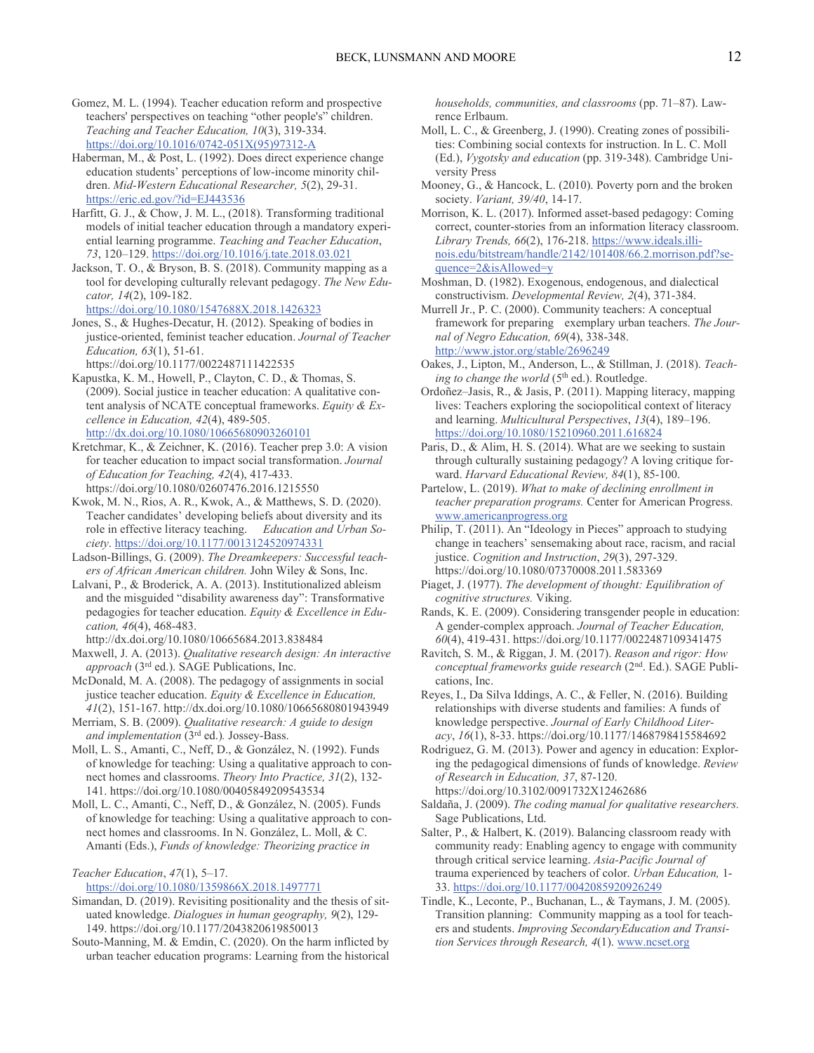Gomez, M. L. (1994). Teacher education reform and prospective teachers' perspectives on teaching "other people's" children. *Teaching and Teacher Education, 10*(3), 319-334. https://doi.org/10.1016/0742-051X(95)97312-A

Haberman, M., & Post, L. (1992). Does direct experience change education students' perceptions of low-income minority children. *Mid-Western Educational Researcher, 5*(2), 29-31. https://eric.ed.gov/?id=EJ443536

Harfitt, G. J., & Chow, J. M. L., (2018). Transforming traditional models of initial teacher education through a mandatory experiential learning programme. *Teaching and Teacher Education*, *73*, 120–129. https://doi.org/10.1016/j.tate.2018.03.021

Jackson, T. O., & Bryson, B. S. (2018). Community mapping as a tool for developing culturally relevant pedagogy. *The New Educator, 14*(2), 109-182. https://doi.org/10.1080/1547688X.2018.1426323

Jones, S., & Hughes-Decatur, H. (2012). Speaking of bodies in justice-oriented, feminist teacher education. *Journal of Teacher Education, 63*(1), 51-61. https://doi.org/10.1177/0022487111422535

Kapustka, K. M., Howell, P., Clayton, C. D., & Thomas, S. (2009). Social justice in teacher education: A qualitative content analysis of NCATE conceptual frameworks. *Equity & Excellence in Education, 42*(4), 489-505. http://dx.doi.org/10.1080/10665680903260101

Kretchmar, K., & Zeichner, K. (2016). Teacher prep 3.0: A vision for teacher education to impact social transformation. *Journal of Education for Teaching, 42*(4), 417-433. https://doi.org/10.1080/02607476.2016.1215550

Kwok, M. N., Rios, A. R., Kwok, A., & Matthews, S. D. (2020). Teacher candidates' developing beliefs about diversity and its role in effective literacy teaching. *Education and Urban Society*. https://doi.org/10.1177/0013124520974331

Ladson-Billings, G. (2009). *The Dreamkeepers: Successful teachers of African American children.* John Wiley & Sons, Inc.

Lalvani, P., & Broderick, A. A. (2013). Institutionalized ableism and the misguided "disability awareness day": Transformative pedagogies for teacher education. *Equity & Excellence in Education, 46*(4), 468-483. http://dx.doi.org/10.1080/10665684.2013.838484

Maxwell, J. A. (2013). *Qualitative research design: An interactive approach* (3rd ed.). SAGE Publications, Inc.

McDonald, M. A. (2008). The pedagogy of assignments in social justice teacher education. *Equity & Excellence in Education, 41*(2), 151-167. http://dx.doi.org/10.1080/10665680801943949

Merriam, S. B. (2009). *Qualitative research: A guide to design and implementation* (3rd ed.)*.* Jossey-Bass.

Moll, L. S., Amanti, C., Neff, D., & González, N. (1992). Funds of knowledge for teaching: Using a qualitative approach to connect homes and classrooms. *Theory Into Practice, 31*(2), 132-141. https://doi.org/10.1080/00405849209543534

Moll, L. C., Amanti, C., Neff, D., & González, N. (2005). Funds of knowledge for teaching: Using a qualitative approach to connect homes and classrooms. In N. González, L. Moll, & C. Amanti (Eds.), *Funds of knowledge: Theorizing practice in households, communities, and classrooms* (pp. 71–87). Lawrence Erlbaum.

Moll, L. C., & Greenberg, J. (1990). Creating zones of possibilities: Combining social contexts for instruction. In L. C. Moll (Ed.), *Vygotsky and education* (pp. 319-348). Cambridge University Press

Mooney, G., & Hancock, L. (2010). Poverty porn and the broken society. *Variant, 39/40*, 14-17.

Morrison, K. L. (2017). Informed asset-based pedagogy: Coming correct, counter-stories from an information literacy classroom. *Library Trends, 66*(2), 176-218. https://www.ideals.illinois.edu/bitstream/handle/2142/101408/66.2.morrison.pdf?sequence=2&isAllowed=y

Moshman, D. (1982). Exogenous, endogenous, and dialectical constructivism. *Developmental Review, 2*(4), 371-384.

Murrell Jr., P. C. (2000). Community teachers: A conceptual framework for preparing exemplary urban teachers. *The Journal of Negro Education, 69*(4), 338-348. http://www.jstor.org/stable/2696249

Oakes, J., Lipton, M., Anderson, L., & Stillman, J. (2018). *Teaching to change the world* (5th ed.). Routledge.

Ordoñez–Jasis, R., & Jasis, P. (2011). Mapping literacy, mapping lives: Teachers exploring the sociopolitical context of literacy and learning. *Multicultural Perspectives*, *13*(4), 189–196. https://doi.org/10.1080/15210960.2011.616824

Paris, D., & Alim, H. S. (2014). What are we seeking to sustain through culturally sustaining pedagogy? A loving critique forward. *Harvard Educational Review, 84*(1), 85-100.

Partelow, L. (2019). *What to make of declining enrollment in teacher preparation programs.* Center for American Progress. www.americanprogress.org

Philip, T. (2011). An "Ideology in Pieces" approach to studying change in teachers' sensemaking about race, racism, and racial justice. *Cognition and Instruction*, *29*(3), 297-329. https://doi.org/10.1080/07370008.2011.583369

Piaget, J. (1977). *The development of thought: Equilibration of cognitive structures.* Viking.

Rands, K. E. (2009). Considering transgender people in education: A gender-complex approach. *Journal of Teacher Education, 60*(4), 419-431. https://doi.org/10.1177/0022487109341475

Ravitch, S. M., & Riggan, J. M. (2017). *Reason and rigor: How conceptual frameworks guide research* (2nd. Ed.). SAGE Publications, Inc.

Reyes, I., Da Silva Iddings, A. C., & Feller, N. (2016). Building relationships with diverse students and families: A funds of knowledge perspective. *Journal of Early Childhood Literacy*, *16*(1), 8-33. https://doi.org/10.1177/1468798415584692

Rodriguez, G. M. (2013). Power and agency in education: Exploring the pedagogical dimensions of funds of knowledge. *Review of Research in Education, 37*, 87-120. https://doi.org/10.3102/0091732X12462686

Saldaña, J. (2009). *The coding manual for qualitative researchers.* Sage Publications, Ltd.

Salter, P., & Halbert, K. (2019). Balancing classroom ready with community ready: Enabling agency to engage with community through critical service learning. *Asia-Pacific Journal of Teacher Education*, *47*(1), 5–17. https://doi.org/10.1080/1359866X.2018.1497771

Simandan, D. (2019). Revisiting positionality and the thesis of situated knowledge. *Dialogues in human geography, 9*(2), 129-149. https://doi.org/10.1177/2043820619850013

Souto-Manning, M. & Emdin, C. (2020). On the harm inflicted by urban teacher education programs: Learning from the historical trauma experienced by teachers of color. *Urban Education,* 1-33. https://doi.org/10.1177/0042085920926249

Tindle, K., Leconte, P., Buchanan, L., & Taymans, J. M. (2005). Transition planning: Community mapping as a tool for teachers and students. *Improving SecondaryEducation and Transition Services through Research, 4*(1). www.ncset.org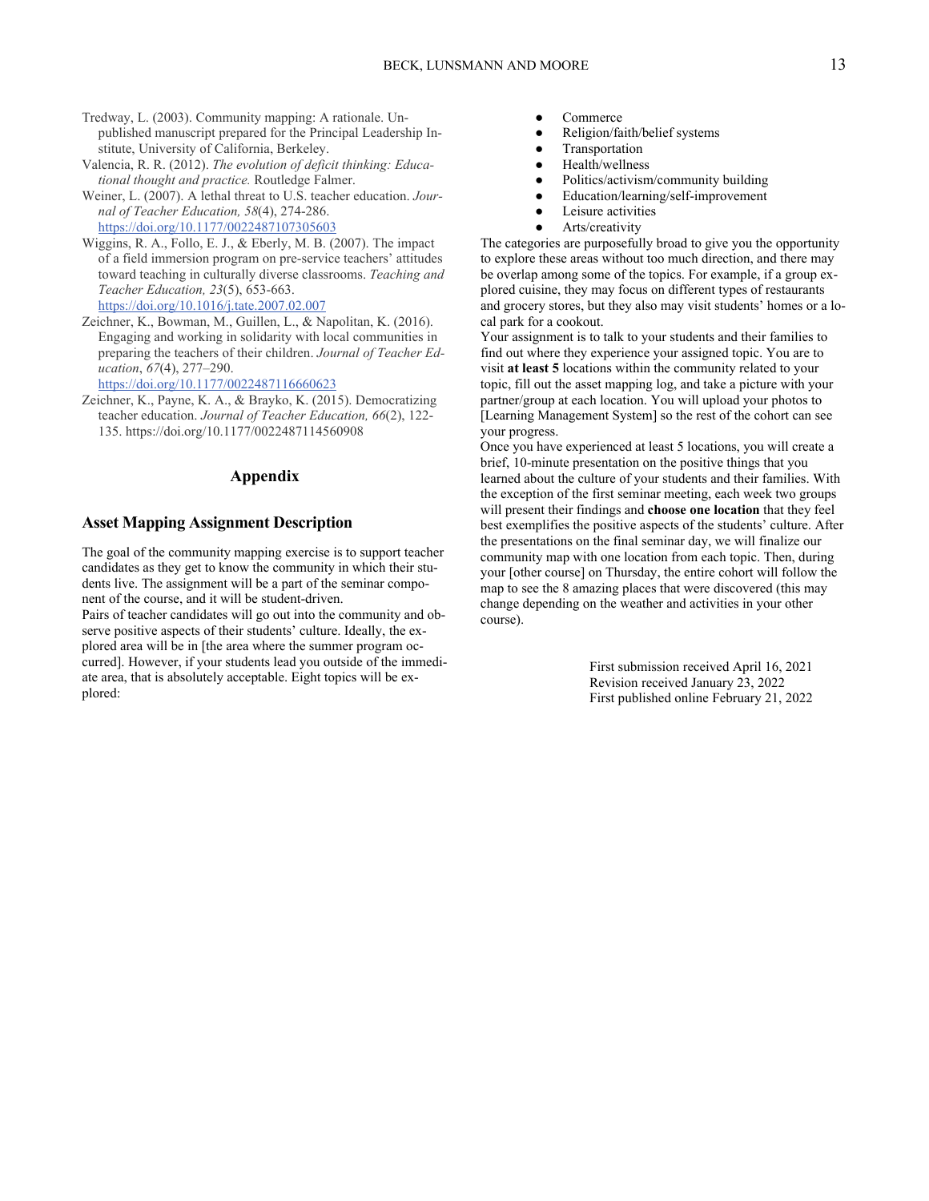Tredway, L. (2003). Community mapping: A rationale. Unpublished manuscript prepared for the Principal Leadership Institute, University of California, Berkeley.

Valencia, R. R. (2012). *The evolution of deficit thinking: Educational thought and practice.* Routledge Falmer.

Weiner, L. (2007). A lethal threat to U.S. teacher education. *Journal of Teacher Education, 58*(4), 274-286. https://doi.org/10.1177/0022487107305603

Wiggins, R. A., Follo, E. J., & Eberly, M. B. (2007). The impact of a field immersion program on pre-service teachers' attitudes toward teaching in culturally diverse classrooms. *Teaching and Teacher Education, 23*(5), 653-663. https://doi.org/10.1016/j.tate.2007.02.007

Zeichner, K., Bowman, M., Guillen, L., & Napolitan, K. (2016). Engaging and working in solidarity with local communities in preparing the teachers of their children. *Journal of Teacher Education*, *67*(4), 277–290. https://doi.org/10.1177/0022487116660623

Zeichner, K., Payne, K. A., & Brayko, K. (2015). Democratizing teacher education. *Journal of Teacher Education, 66*(2), 122-135. https://doi.org/10.1177/0022487114560908

## Appendix

### Asset Mapping Assignment Description

The goal of the community mapping exercise is to support teacher candidates as they get to know the community in which their students live. The assignment will be a part of the seminar component of the course, and it will be student-driven.

Pairs of teacher candidates will go out into the community and observe positive aspects of their students' culture. Ideally, the explored area will be in [the area where the summer program occurred]. However, if your students lead you outside of the immediate area, that is absolutely acceptable. Eight topics will be explored:

- Commerce
- Religion/faith/belief systems
- Transportation
- Health/wellness
- Politics/activism/community building
- Education/learning/self-improvement
- Leisure activities
- Arts/creativity

The categories are purposefully broad to give you the opportunity to explore these areas without too much direction, and there may be overlap among some of the topics. For example, if a group explored cuisine, they may focus on different types of restaurants and grocery stores, but they also may visit students' homes or a local park for a cookout.

Your assignment is to talk to your students and their families to find out where they experience your assigned topic. You are to visit **at least 5** locations within the community related to your topic, fill out the asset mapping log, and take a picture with your partner/group at each location. You will upload your photos to [Learning Management System] so the rest of the cohort can see your progress.

Once you have experienced at least 5 locations, you will create a brief, 10-minute presentation on the positive things that you learned about the culture of your students and their families. With the exception of the first seminar meeting, each week two groups will present their findings and **choose one location** that they feel best exemplifies the positive aspects of the students' culture. After the presentations on the final seminar day, we will finalize our community map with one location from each topic. Then, during your [other course] on Thursday, the entire cohort will follow the map to see the 8 amazing places that were discovered (this may change depending on the weather and activities in your other course).

First submission received April 16, 2021
Revision received January 23, 2022
First published online February 21, 2022